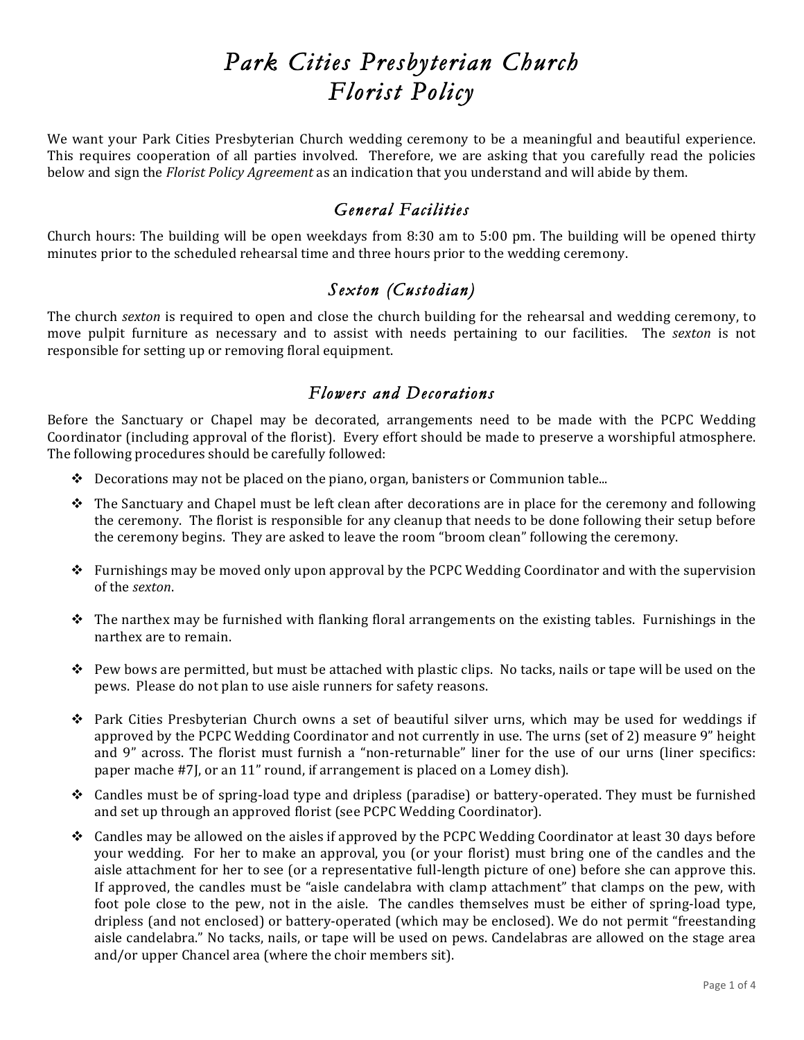# *Park Cities Presbyterian Church*
# *Florist Policy*

We want your Park Cities Presbyterian Church wedding ceremony to be a meaningful and beautiful experience. This requires cooperation of all parties involved. Therefore, we are asking that you carefully read the policies below and sign the *Florist Policy Agreement* as an indication that you understand and will abide by them.

## *General Facilities*

Church hours: The building will be open weekdays from 8:30 am to 5:00 pm. The building will be opened thirty minutes prior to the scheduled rehearsal time and three hours prior to the wedding ceremony.

## *Sexton (Custodian)*

The church *sexton* is required to open and close the church building for the rehearsal and wedding ceremony, to move pulpit furniture as necessary and to assist with needs pertaining to our facilities. The *sexton* is not responsible for setting up or removing floral equipment.

## *Flowers and Decorations*

Before the Sanctuary or Chapel may be decorated, arrangements need to be made with the PCPC Wedding Coordinator (including approval of the florist). Every effort should be made to preserve a worshipful atmosphere. The following procedures should be carefully followed:

- Decorations may not be placed on the piano, organ, banisters or Communion table...
- The Sanctuary and Chapel must be left clean after decorations are in place for the ceremony and following the ceremony. The florist is responsible for any cleanup that needs to be done following their setup before the ceremony begins. They are asked to leave the room "broom clean" following the ceremony.
- Furnishings may be moved only upon approval by the PCPC Wedding Coordinator and with the supervision of the *sexton*.
- The narthex may be furnished with flanking floral arrangements on the existing tables. Furnishings in the narthex are to remain.
- Pew bows are permitted, but must be attached with plastic clips. No tacks, nails or tape will be used on the pews. Please do not plan to use aisle runners for safety reasons.
- Park Cities Presbyterian Church owns a set of beautiful silver urns, which may be used for weddings if approved by the PCPC Wedding Coordinator and not currently in use. The urns (set of 2) measure 9" height and 9" across. The florist must furnish a "non-returnable" liner for the use of our urns (liner specifics: paper mache #7J, or an 11" round, if arrangement is placed on a Lomey dish).
- Candles must be of spring-load type and dripless (paradise) or battery-operated. They must be furnished and set up through an approved florist (see PCPC Wedding Coordinator).
- Candles may be allowed on the aisles if approved by the PCPC Wedding Coordinator at least 30 days before your wedding. For her to make an approval, you (or your florist) must bring one of the candles and the aisle attachment for her to see (or a representative full-length picture of one) before she can approve this. If approved, the candles must be "aisle candelabra with clamp attachment" that clamps on the pew, with foot pole close to the pew, not in the aisle. The candles themselves must be either of spring-load type, dripless (and not enclosed) or battery-operated (which may be enclosed). We do not permit "freestanding aisle candelabra." No tacks, nails, or tape will be used on pews. Candelabras are allowed on the stage area and/or upper Chancel area (where the choir members sit).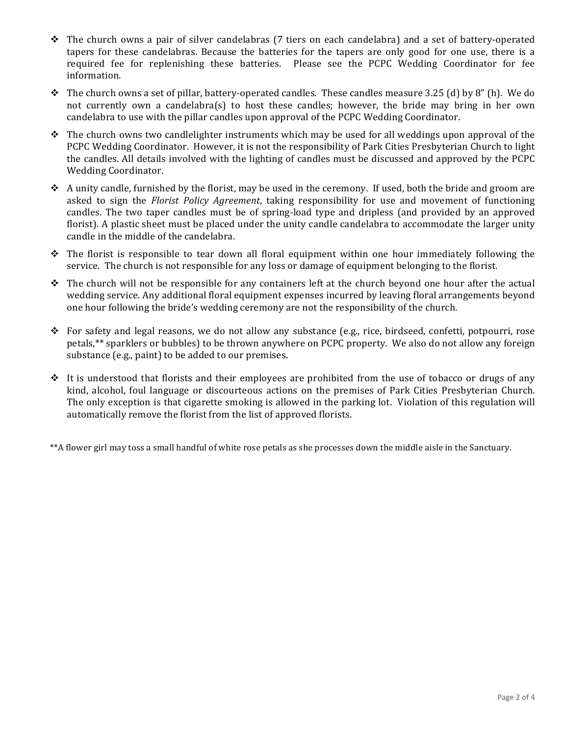- The church owns a pair of silver candelabras (7 tiers on each candelabra) and a set of battery-operated tapers for these candelabras. Because the batteries for the tapers are only good for one use, there is a required fee for replenishing these batteries. Please see the PCPC Wedding Coordinator for fee information.
- The church owns a set of pillar, battery-operated candles. These candles measure 3.25 (d) by 8" (h). We do not currently own a candelabra(s) to host these candles; however, the bride may bring in her own candelabra to use with the pillar candles upon approval of the PCPC Wedding Coordinator.
- The church owns two candlelighter instruments which may be used for all weddings upon approval of the PCPC Wedding Coordinator. However, it is not the responsibility of Park Cities Presbyterian Church to light the candles. All details involved with the lighting of candles must be discussed and approved by the PCPC Wedding Coordinator.
- A unity candle, furnished by the florist, may be used in the ceremony. If used, both the bride and groom are asked to sign the *Florist Policy Agreement*, taking responsibility for use and movement of functioning candles. The two taper candles must be of spring-load type and dripless (and provided by an approved florist). A plastic sheet must be placed under the unity candle candelabra to accommodate the larger unity candle in the middle of the candelabra.
- The florist is responsible to tear down all floral equipment within one hour immediately following the service. The church is not responsible for any loss or damage of equipment belonging to the florist.
- The church will not be responsible for any containers left at the church beyond one hour after the actual wedding service. Any additional floral equipment expenses incurred by leaving floral arrangements beyond one hour following the bride's wedding ceremony are not the responsibility of the church.
- For safety and legal reasons, we do not allow any substance (e.g., rice, birdseed, confetti, potpourri, rose petals,** sparklers or bubbles) to be thrown anywhere on PCPC property. We also do not allow any foreign substance (e.g., paint) to be added to our premises.
- It is understood that florists and their employees are prohibited from the use of tobacco or drugs of any kind, alcohol, foul language or discourteous actions on the premises of Park Cities Presbyterian Church. The only exception is that cigarette smoking is allowed in the parking lot. Violation of this regulation will automatically remove the florist from the list of approved florists.

**A flower girl may toss a small handful of white rose petals as she processes down the middle aisle in the Sanctuary.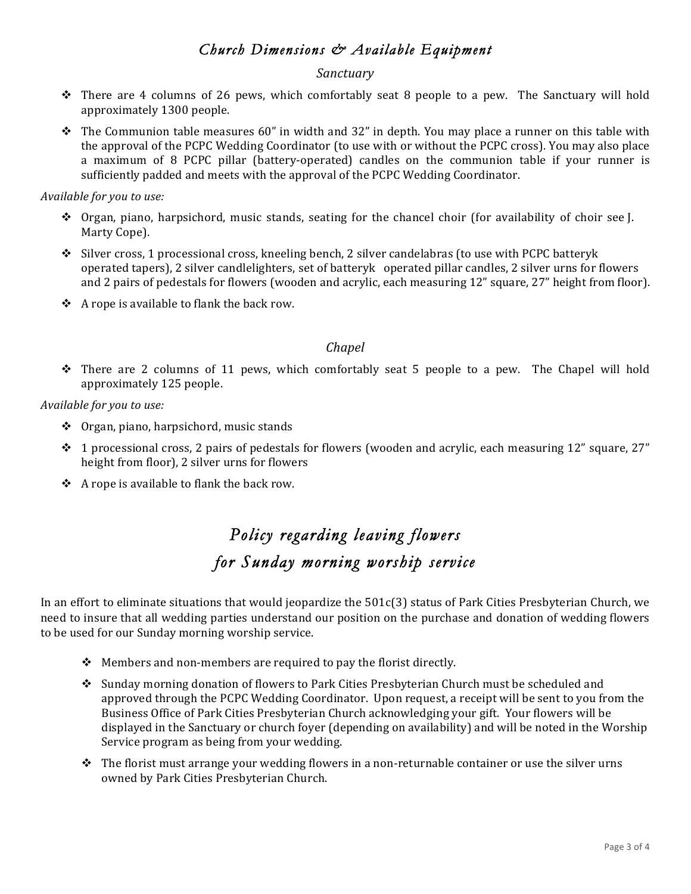## *Church Dimensions & Available Equipment*

### *Sanctuary*

- There are 4 columns of 26 pews, which comfortably seat 8 people to a pew. The Sanctuary will hold approximately 1300 people.
- The Communion table measures 60" in width and 32" in depth. You may place a runner on this table with the approval of the PCPC Wedding Coordinator (to use with or without the PCPC cross). You may also place a maximum of 8 PCPC pillar (battery-operated) candles on the communion table if your runner is sufficiently padded and meets with the approval of the PCPC Wedding Coordinator.

*Available for you to use:*

- Organ, piano, harpsichord, music stands, seating for the chancel choir (for availability of choir see J. Marty Cope).
- Silver cross, 1 processional cross, kneeling bench, 2 silver candelabras (to use with PCPC batteryk operated tapers), 2 silver candlelighters, set of batteryk operated pillar candles, 2 silver urns for flowers and 2 pairs of pedestals for flowers (wooden and acrylic, each measuring 12" square, 27" height from floor).
- A rope is available to flank the back row.

### *Chapel*

- There are 2 columns of 11 pews, which comfortably seat 5 people to a pew. The Chapel will hold approximately 125 people.

*Available for you to use:*

- Organ, piano, harpsichord, music stands
- 1 processional cross, 2 pairs of pedestals for flowers (wooden and acrylic, each measuring 12" square, 27" height from floor), 2 silver urns for flowers
- A rope is available to flank the back row.

## *Policy regarding leaving flowers for Sunday morning worship service*

In an effort to eliminate situations that would jeopardize the 501c(3) status of Park Cities Presbyterian Church, we need to insure that all wedding parties understand our position on the purchase and donation of wedding flowers to be used for our Sunday morning worship service.

- Members and non-members are required to pay the florist directly.
- Sunday morning donation of flowers to Park Cities Presbyterian Church must be scheduled and approved through the PCPC Wedding Coordinator. Upon request, a receipt will be sent to you from the Business Office of Park Cities Presbyterian Church acknowledging your gift. Your flowers will be displayed in the Sanctuary or church foyer (depending on availability) and will be noted in the Worship Service program as being from your wedding.
- The florist must arrange your wedding flowers in a non-returnable container or use the silver urns owned by Park Cities Presbyterian Church.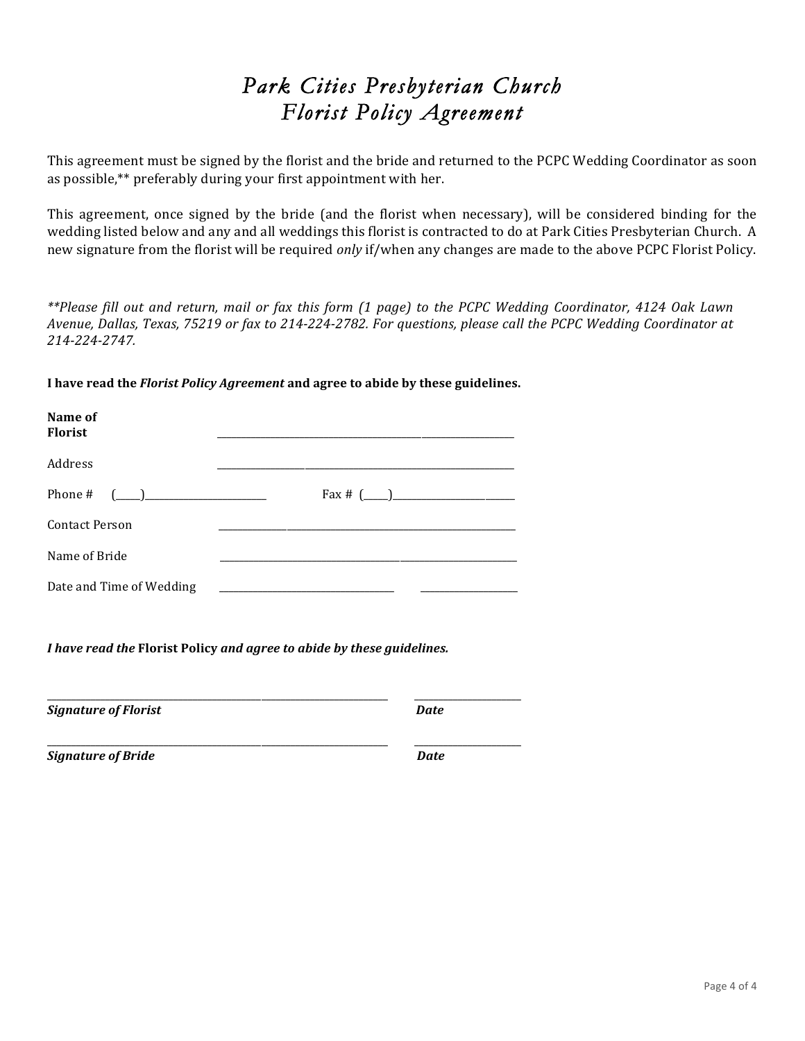# *Park Cities Presbyterian Church*
# *Florist Policy Agreement*

This agreement must be signed by the florist and the bride and returned to the PCPC Wedding Coordinator as soon as possible,** preferably during your first appointment with her.

This agreement, once signed by the bride (and the florist when necessary), will be considered binding for the wedding listed below and any and all weddings this florist is contracted to do at Park Cities Presbyterian Church. A new signature from the florist will be required *only* if/when any changes are made to the above PCPC Florist Policy.

*\*\*Please fill out and return, mail or fax this form (1 page) to the PCPC Wedding Coordinator, 4124 Oak Lawn Avenue, Dallas, Texas, 75219 or fax to 214-224-2782. For questions, please call the PCPC Wedding Coordinator at 214-224-2747.*

**I have read the *Florist Policy Agreement* and agree to abide by these guidelines.**

**Name of Florist** ______________________________

Address ______________________________

Phone # (____)__________________ Fax # (____)__________________

Contact Person ______________________________

Name of Bride ______________________________

Date and Time of Wedding ______________________ ____________

***I have read the* Florist Policy *and agree to abide by these guidelines.***

______________________________ ______________

***Signature of Florist*** ***Date***

______________________________ ______________

***Signature of Bride*** ***Date***